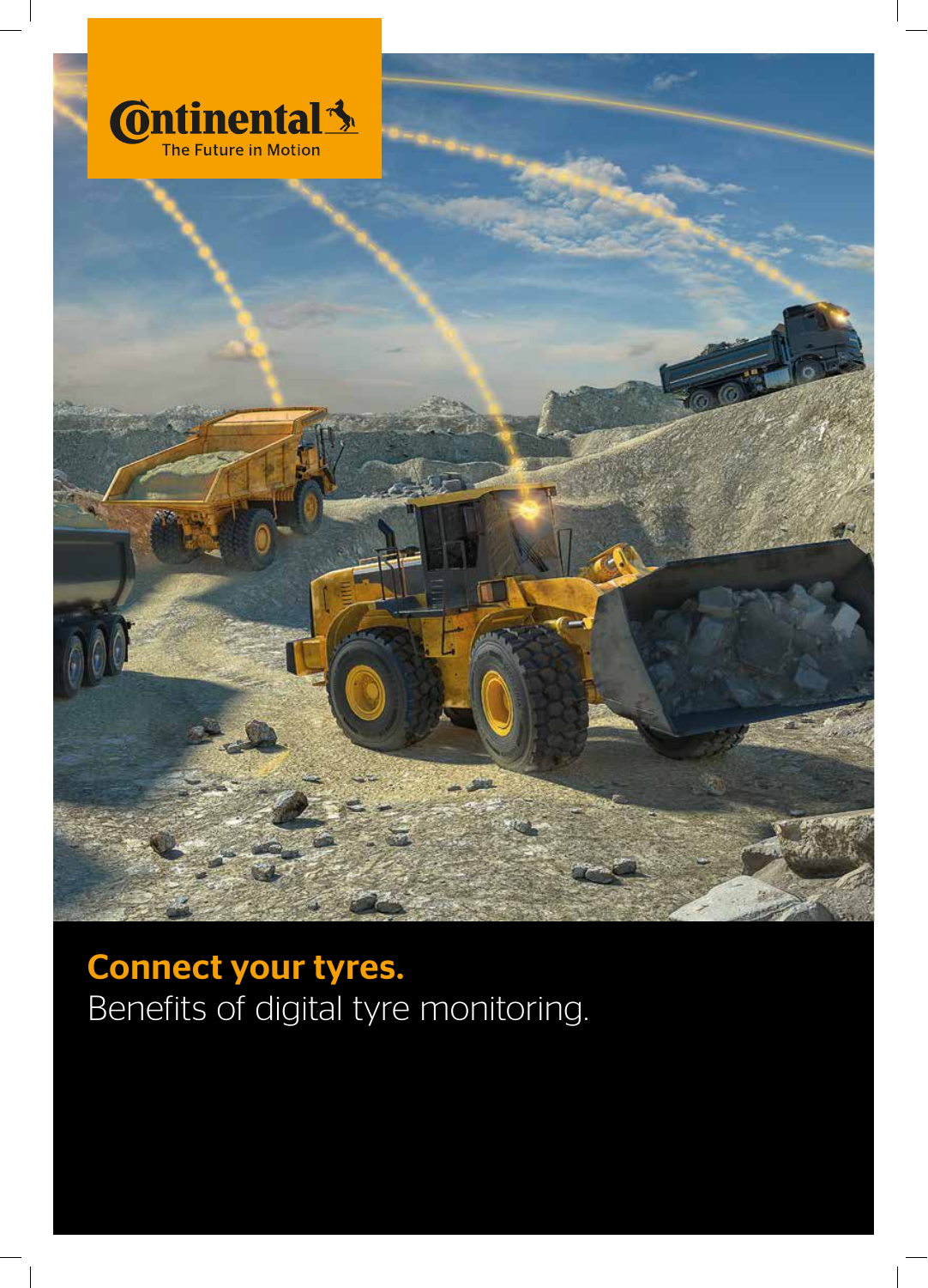Continental
The Future in Motion

# Connect your tyres.

Benefits of digital tyre monitoring.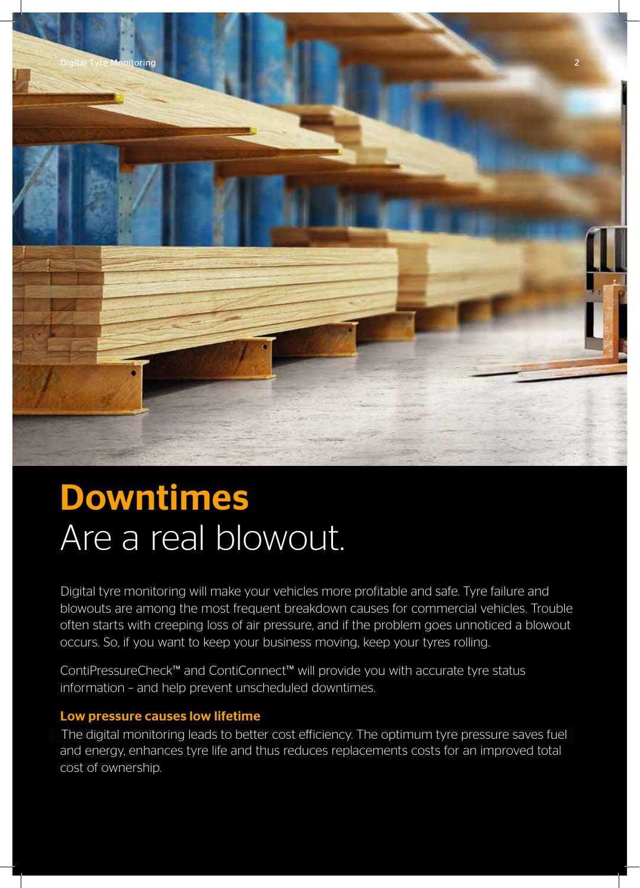# Downtimes

## Are a real blowout.

Digital tyre monitoring will make your vehicles more profitable and safe. Tyre failure and blowouts are among the most frequent breakdown causes for commercial vehicles. Trouble often starts with creeping loss of air pressure, and if the problem goes unnoticed a blowout occurs. So, if you want to keep your business moving, keep your tyres rolling.

ContiPressureCheck™ and ContiConnect™ will provide you with accurate tyre status information – and help prevent unscheduled downtimes.

### Low pressure causes low lifetime

The digital monitoring leads to better cost efficiency. The optimum tyre pressure saves fuel and energy, enhances tyre life and thus reduces replacements costs for an improved total cost of ownership.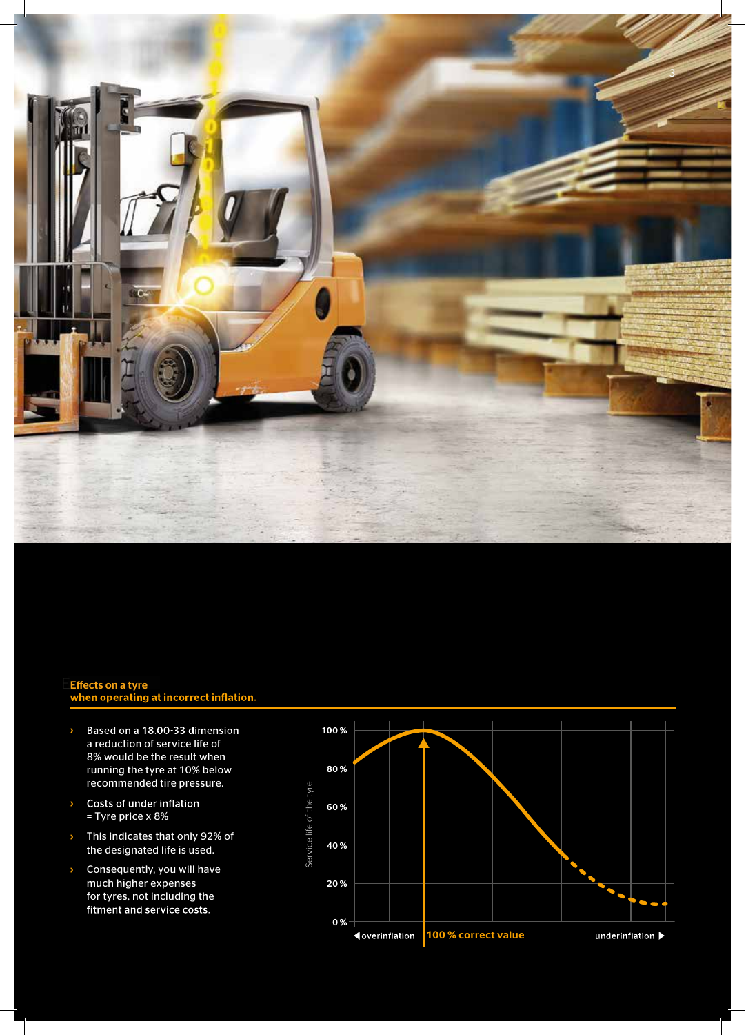**Effects on a tyre when operating at incorrect inflation.**

- Based on a 18.00-33 dimension a reduction of service life of 8% would be the result when running the tyre at 10% below recommended tire pressure.
- Costs of under inflation = Tyre price x 8%
- This indicates that only 92% of the designated life is used.
- Consequently, you will have much higher expenses for tyres, not including the fitment and service costs.

Service life of the tyre

100 %
80 %
60 %
40 %
20 %
0 %

◀ overinflation | 100 % correct value | underinflation ▶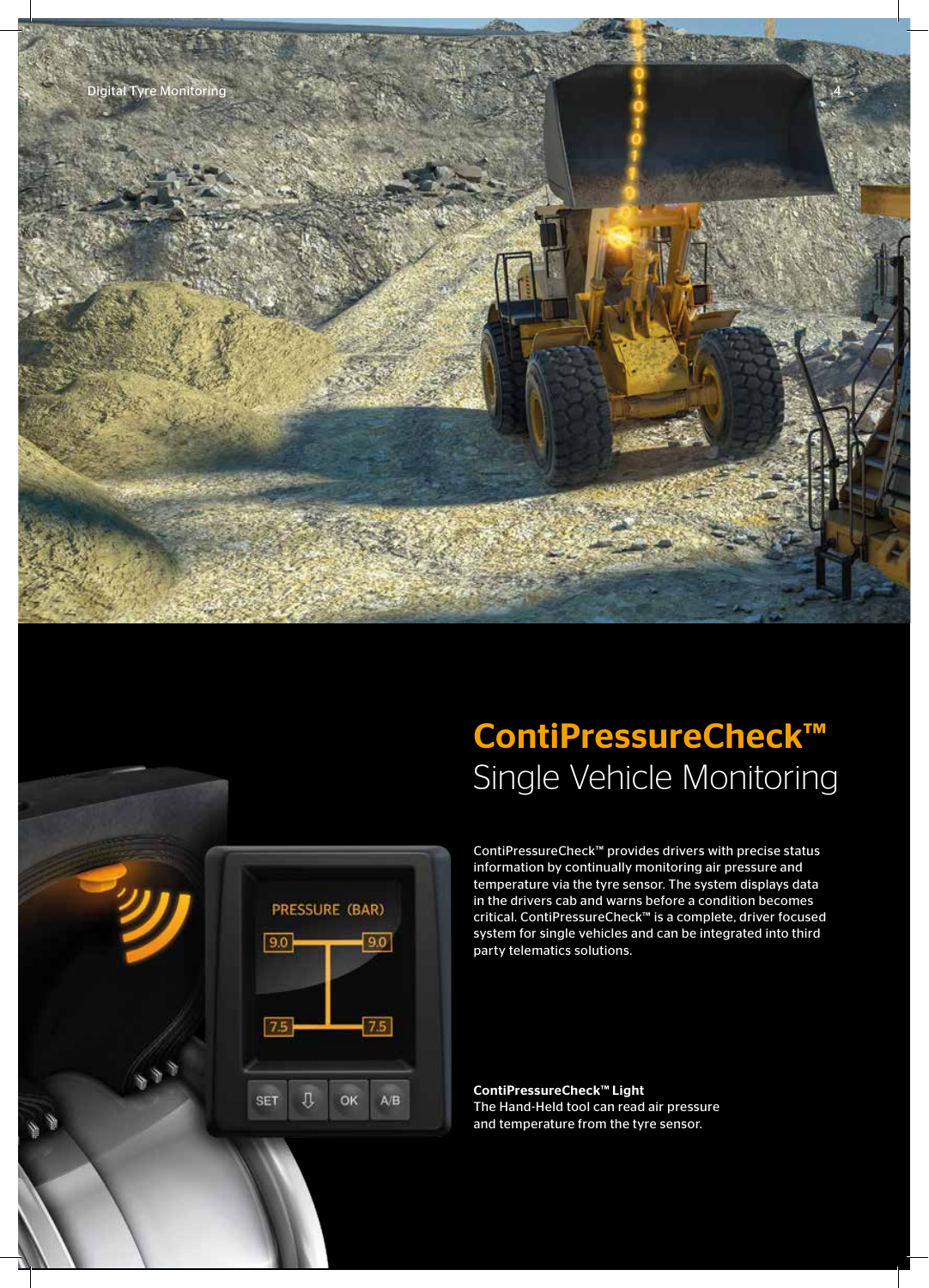# ContiPressureCheck™
## Single Vehicle Monitoring

ContiPressureCheck™ provides drivers with precise status information by continually monitoring air pressure and temperature via the tyre sensor. The system displays data in the drivers cab and warns before a condition becomes critical. ContiPressureCheck™ is a complete, driver focused system for single vehicles and can be integrated into third party telematics solutions.

**ContiPressureCheck™ Light**
The Hand-Held tool can read air pressure and temperature from the tyre sensor.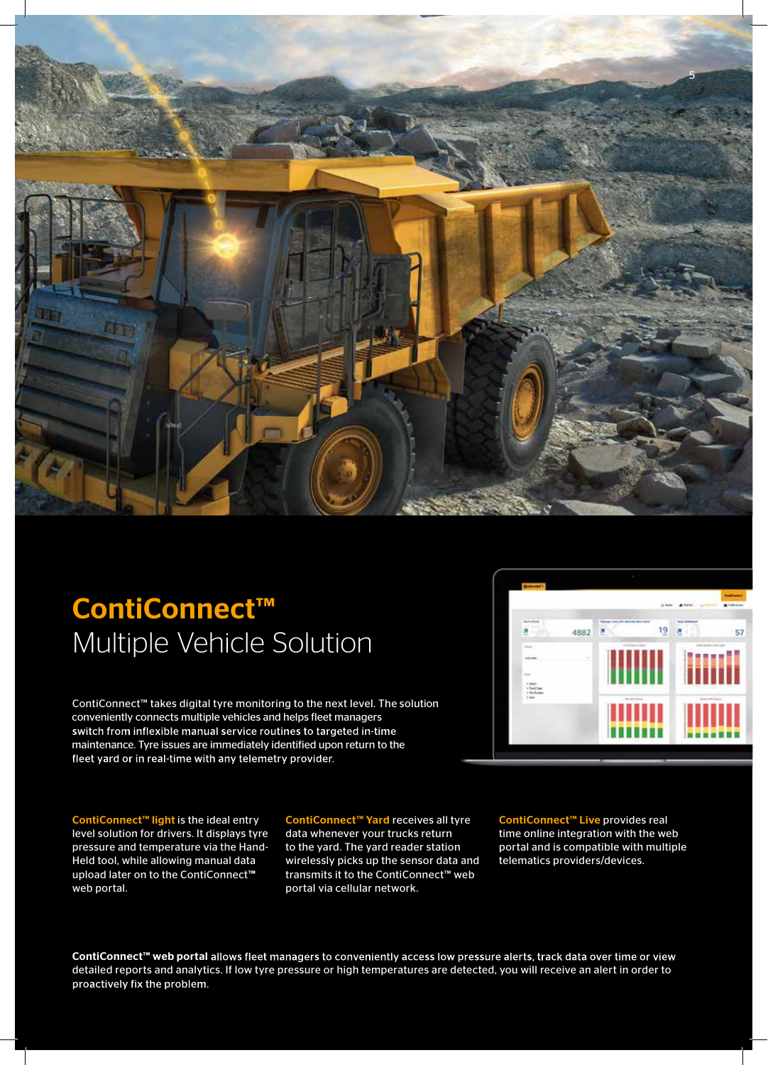# ContiConnect™

## Multiple Vehicle Solution

ContiConnect™ takes digital tyre monitoring to the next level. The solution conveniently connects multiple vehicles and helps fleet managers switch from inflexible manual service routines to targeted in-time maintenance. Tyre issues are immediately identified upon return to the fleet yard or in real-time with any telemetry provider.

**ContiConnect™ light** is the ideal entry level solution for drivers. It displays tyre pressure and temperature via the Hand-Held tool, while allowing manual data upload later on to the ContiConnect™ web portal.

**ContiConnect™ Yard** receives all tyre data whenever your trucks return to the yard. The yard reader station wirelessly picks up the sensor data and transmits it to the ContiConnect™ web portal via cellular network.

**ContiConnect™ Live** provides real time online integration with the web portal and is compatible with multiple telematics providers/devices.

**ContiConnect™ web portal** allows fleet managers to conveniently access low pressure alerts, track data over time or view detailed reports and analytics. If low tyre pressure or high temperatures are detected, you will receive an alert in order to proactively fix the problem.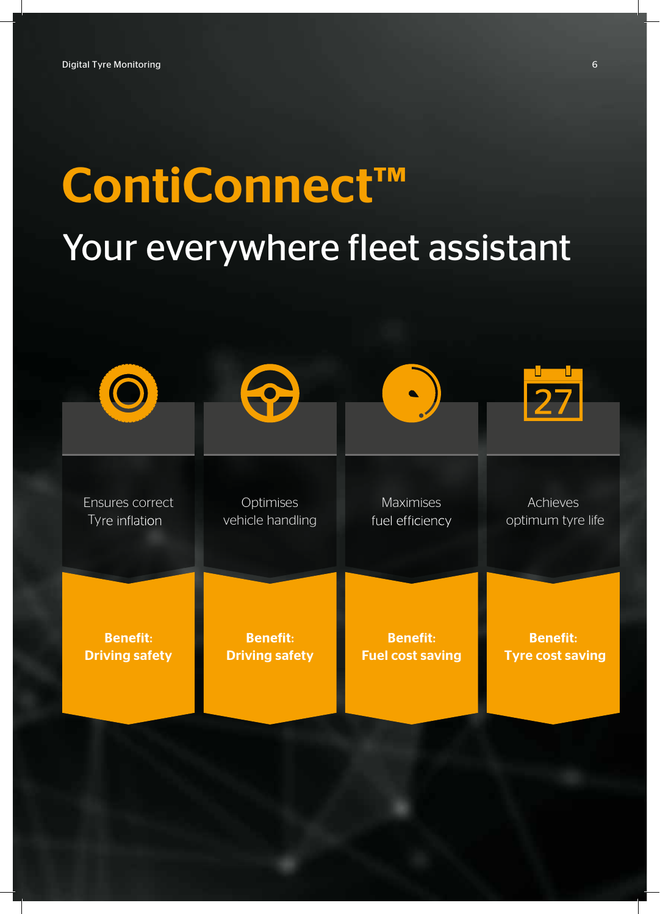# ContiConnect™

## Your everywhere fleet assistant

| Ensures correct Tyre inflation | Optimises vehicle handling | Maximises fuel efficiency | Achieves optimum tyre life |
| --- | --- | --- | --- |
| **Benefit: Driving safety** | **Benefit: Driving safety** | **Benefit: Fuel cost saving** | **Benefit: Tyre cost saving** |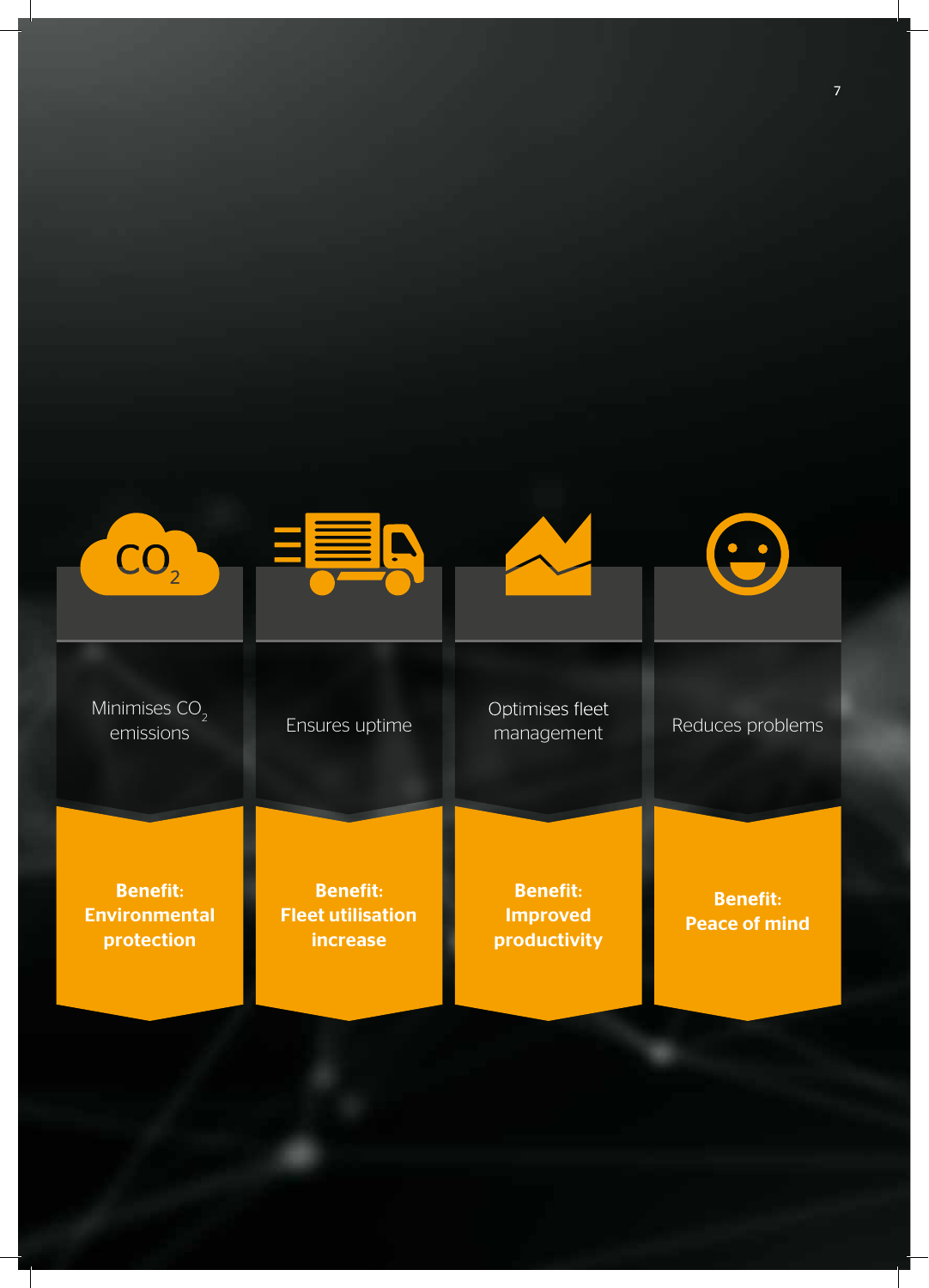Minimises $CO_2$ emissions

**Benefit: Environmental protection**

Ensures uptime

**Benefit: Fleet utilisation increase**

Optimises fleet management

**Benefit: Improved productivity**

Reduces problems

**Benefit: Peace of mind**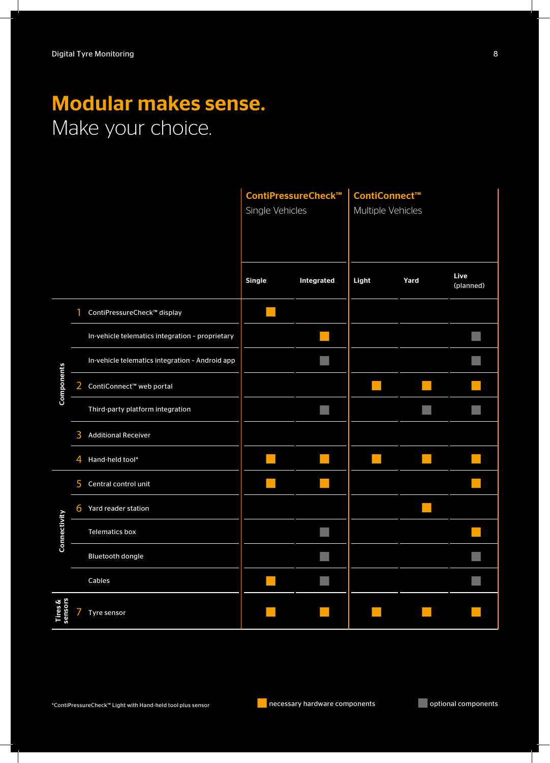# Modular makes sense.

Make your choice.

| | | ContiPressureCheck™ Single Vehicles | | ContiConnect™ Multiple Vehicles | | |
|---|---|---|---|---|---|---|
| | | **Single** | **Integrated** | **Light** | **Yard** | **Live (planned)** |
| **Components** | 1 ContiPressureCheck™ display | ■ necessary | | | | |
| | In-vehicle telematics integration – proprietary | | ■ necessary | | | ■ optional |
| | In-vehicle telematics integration – Android app | | ■ optional | | | ■ optional |
| | 2 ContiConnect™ web portal | | | ■ necessary | ■ necessary | ■ necessary |
| | Third-party platform integration | | ■ optional | | ■ optional | ■ optional |
| | 3 Additional Receiver | | | | | |
| | 4 Hand-held tool* | ■ necessary | ■ necessary | ■ necessary | ■ necessary | ■ necessary |
| **Connectivity** | 5 Central control unit | ■ necessary | ■ necessary | | | ■ necessary |
| | 6 Yard reader station | | | | ■ necessary | |
| | Telematics box | | ■ optional | | | ■ necessary |
| | Bluetooth dongle | | ■ optional | | | ■ optional |
| | Cables | ■ necessary | ■ optional | | | ■ optional |
| **Tires & sensors** | 7 Tyre sensor | ■ necessary | ■ necessary | ■ necessary | ■ necessary | ■ necessary |

*ContiPressureCheck™ Light with Hand-held tool plus sensor

■ necessary hardware components ■ optional components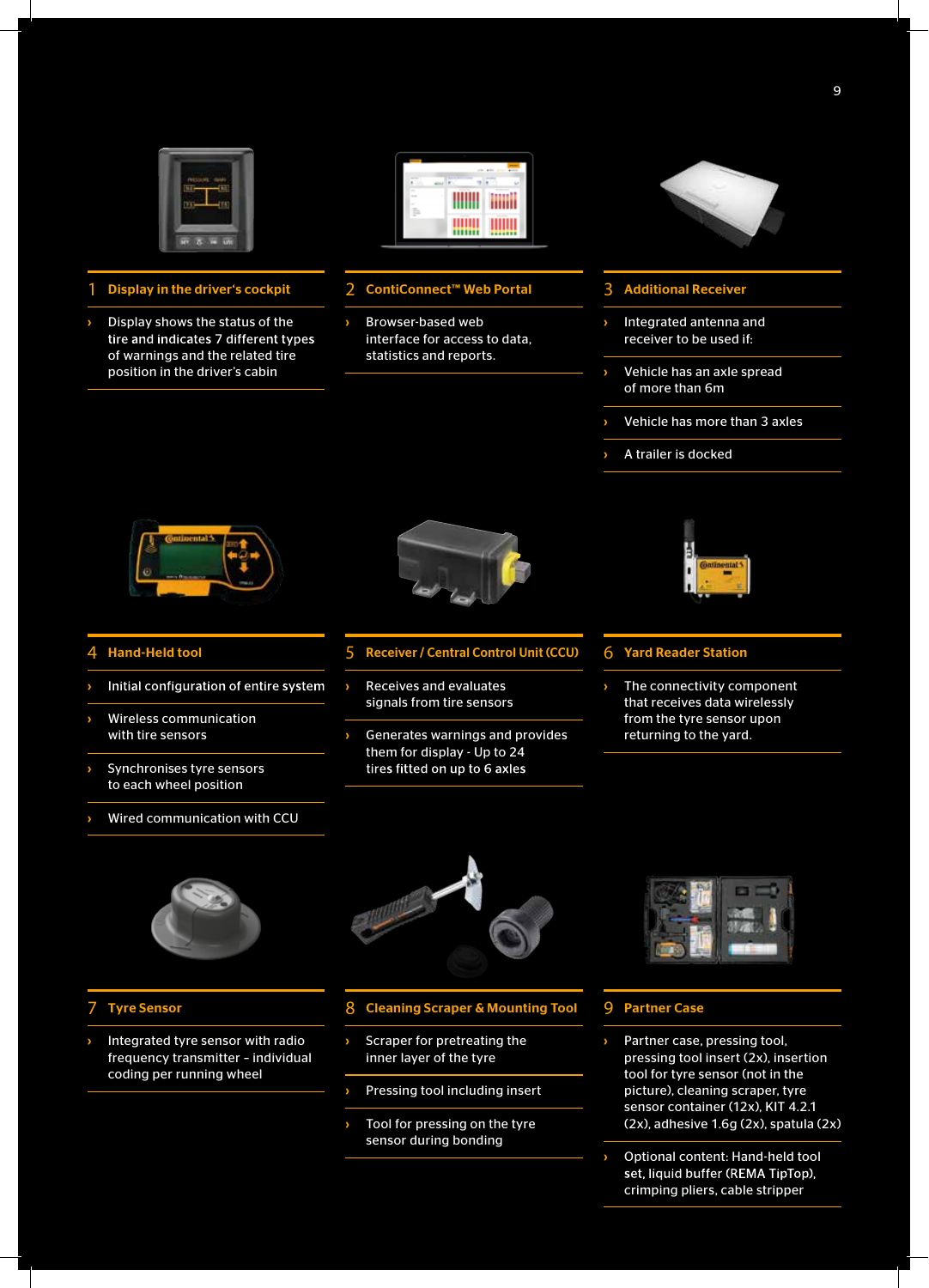## 1 Display in the driver's cockpit

- Display shows the status of the tire and indicates 7 different types of warnings and the related tire position in the driver's cabin

## 2 ContiConnect™ Web Portal

- Browser-based web interface for access to data, statistics and reports.

## 3 Additional Receiver

- Integrated antenna and receiver to be used if:
- Vehicle has an axle spread of more than 6m
- Vehicle has more than 3 axles
- A trailer is docked

## 4 Hand-Held tool

- Initial configuration of entire system
- Wireless communication with tire sensors
- Synchronises tyre sensors to each wheel position
- Wired communication with CCU

## 5 Receiver / Central Control Unit (CCU)

- Receives and evaluates signals from tire sensors
- Generates warnings and provides them for display - Up to 24 tires fitted on up to 6 axles

## 6 Yard Reader Station

- The connectivity component that receives data wirelessly from the tyre sensor upon returning to the yard.

## 7 Tyre Sensor

- Integrated tyre sensor with radio frequency transmitter – individual coding per running wheel

## 8 Cleaning Scraper & Mounting Tool

- Scraper for pretreating the inner layer of the tyre
- Pressing tool including insert
- Tool for pressing on the tyre sensor during bonding

## 9 Partner Case

- Partner case, pressing tool, pressing tool insert (2x), insertion tool for tyre sensor (not in the picture), cleaning scraper, tyre sensor container (12x), KIT 4.2.1 (2x), adhesive 1.6g (2x), spatula (2x)
- Optional content: Hand-held tool set, liquid buffer (REMA TipTop), crimping pliers, cable stripper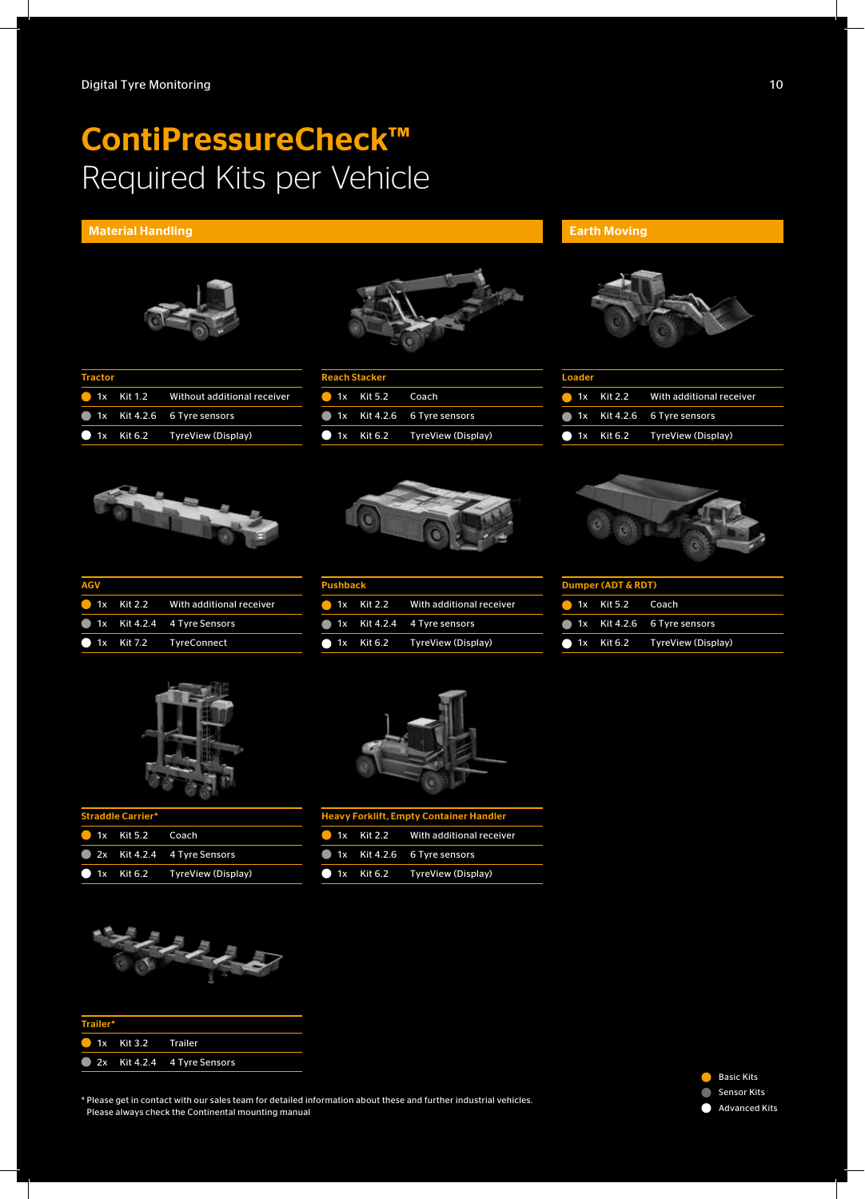# ContiPressureCheck™
Required Kits per Vehicle

## Material Handling

**Tractor**

| | Qty | Kit | Description |
|---|---|---|---|
| Basic | 1x | Kit 1.2 | Without additional receiver |
| Sensor | 1x | Kit 4.2.6 | 6 Tyre sensors |
| Advanced | 1x | Kit 6.2 | TyreView (Display) |

**Reach Stacker**

| | Qty | Kit | Description |
|---|---|---|---|
| Basic | 1x | Kit 5.2 | Coach |
| Sensor | 1x | Kit 4.2.6 | 6 Tyre sensors |
| Advanced | 1x | Kit 6.2 | TyreView (Display) |

**AGV**

| | Qty | Kit | Description |
|---|---|---|---|
| Basic | 1x | Kit 2.2 | With additional receiver |
| Sensor | 1x | Kit 4.2.4 | 4 Tyre Sensors |
| Advanced | 1x | Kit 7.2 | TyreConnect |

**Pushback**

| | Qty | Kit | Description |
|---|---|---|---|
| Basic | 1x | Kit 2.2 | With additional receiver |
| Sensor | 1x | Kit 4.2.4 | 4 Tyre sensors |
| Advanced | 1x | Kit 6.2 | TyreView (Display) |

**Straddle Carrier***

| | Qty | Kit | Description |
|---|---|---|---|
| Basic | 1x | Kit 5.2 | Coach |
| Sensor | 2x | Kit 4.2.4 | 4 Tyre Sensors |
| Advanced | 1x | Kit 6.2 | TyreView (Display) |

**Heavy Forklift, Empty Container Handler**

| | Qty | Kit | Description |
|---|---|---|---|
| Basic | 1x | Kit 2.2 | With additional receiver |
| Sensor | 1x | Kit 4.2.6 | 6 Tyre sensors |
| Advanced | 1x | Kit 6.2 | TyreView (Display) |

**Trailer***

| | Qty | Kit | Description |
|---|---|---|---|
| Basic | 1x | Kit 3.2 | Trailer |
| Sensor | 2x | Kit 4.2.4 | 4 Tyre Sensors |

## Earth Moving

**Loader**

| | Qty | Kit | Description |
|---|---|---|---|
| Basic | 1x | Kit 2.2 | With additional receiver |
| Sensor | 1x | Kit 4.2.6 | 6 Tyre sensors |
| Advanced | 1x | Kit 6.2 | TyreView (Display) |

**Dumper (ADT & RDT)**

| | Qty | Kit | Description |
|---|---|---|---|
| Basic | 1x | Kit 5.2 | Coach |
| Sensor | 1x | Kit 4.2.6 | 6 Tyre sensors |
| Advanced | 1x | Kit 6.2 | TyreView (Display) |

* Please get in contact with our sales team for detailed information about these and further industrial vehicles.
Please always check the Continental mounting manual

- Basic Kits
- Sensor Kits
- Advanced Kits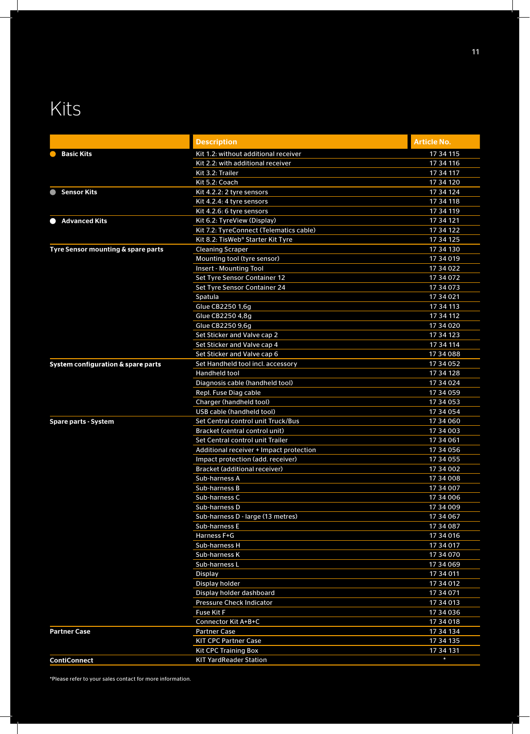# Kits

| | Description | Article No. |
|---|---|---|
| **Basic Kits** | Kit 1.2: without additional receiver | 17 34 115 |
| | Kit 2.2: with additional receiver | 17 34 116 |
| | Kit 3.2: Trailer | 17 34 117 |
| | Kit 5.2: Coach | 17 34 120 |
| **Sensor Kits** | Kit 4.2.2: 2 tyre sensors | 17 34 124 |
| | Kit 4.2.4: 4 tyre sensors | 17 34 118 |
| | Kit 4.2.6: 6 tyre sensors | 17 34 119 |
| **Advanced Kits** | Kit 6.2: TyreView (Display) | 17 34 121 |
| | Kit 7.2: TyreConnect (Telematics cable) | 17 34 122 |
| | Kit 8.2: TisWeb® Starter Kit Tyre | 17 34 125 |
| **Tyre Sensor mounting & spare parts** | Cleaning Scraper | 17 34 130 |
| | Mounting tool (tyre sensor) | 17 34 019 |
| | Insert - Mounting Tool | 17 34 022 |
| | Set Tyre Sensor Container 12 | 17 34 072 |
| | Set Tyre Sensor Container 24 | 17 34 073 |
| | Spatula | 17 34 021 |
| | Glue CB2250 1,6g | 17 34 113 |
| | Glue CB2250 4,8g | 17 34 112 |
| | Glue CB2250 9,6g | 17 34 020 |
| | Set Sticker and Valve cap 2 | 17 34 123 |
| | Set Sticker and Valve cap 4 | 17 34 114 |
| | Set Sticker and Valve cap 6 | 17 34 088 |
| **System configuration & spare parts** | Set Handheld tool incl. accessory | 17 34 052 |
| | Handheld tool | 17 34 128 |
| | Diagnosis cable (handheld tool) | 17 34 024 |
| | Repl. Fuse Diag cable | 17 34 059 |
| | Charger (handheld tool) | 17 34 053 |
| | USB cable (handheld tool) | 17 34 054 |
| **Spare parts - System** | Set Central control unit Truck/Bus | 17 34 060 |
| | Bracket (central control unit) | 17 34 003 |
| | Set Central control unit Trailer | 17 34 061 |
| | Additional receiver + Impact protection | 17 34 056 |
| | Impact protection (add. receiver) | 17 34 055 |
| | Bracket (additional receiver) | 17 34 002 |
| | Sub-harness A | 17 34 008 |
| | Sub-harness B | 17 34 007 |
| | Sub-harness C | 17 34 006 |
| | Sub-harness D | 17 34 009 |
| | Sub-harness D - large (13 metres) | 17 34 067 |
| | Sub-harness E | 17 34 087 |
| | Harness F+G | 17 34 016 |
| | Sub-harness H | 17 34 017 |
| | Sub-harness K | 17 34 070 |
| | Sub-harness L | 17 34 069 |
| | Display | 17 34 011 |
| | Display holder | 17 34 012 |
| | Display holder dashboard | 17 34 071 |
| | Pressure Check Indicator | 17 34 013 |
| | Fuse Kit F | 17 34 036 |
| | Connector Kit A+B+C | 17 34 018 |
| **Partner Case** | Partner Case | 17 34 134 |
| | KIT CPC Partner Case | 17 34 135 |
| | Kit CPC Training Box | 17 34 131 |
| **ContiConnect** | KIT YardReader Station | * |

*Please refer to your sales contact for more information.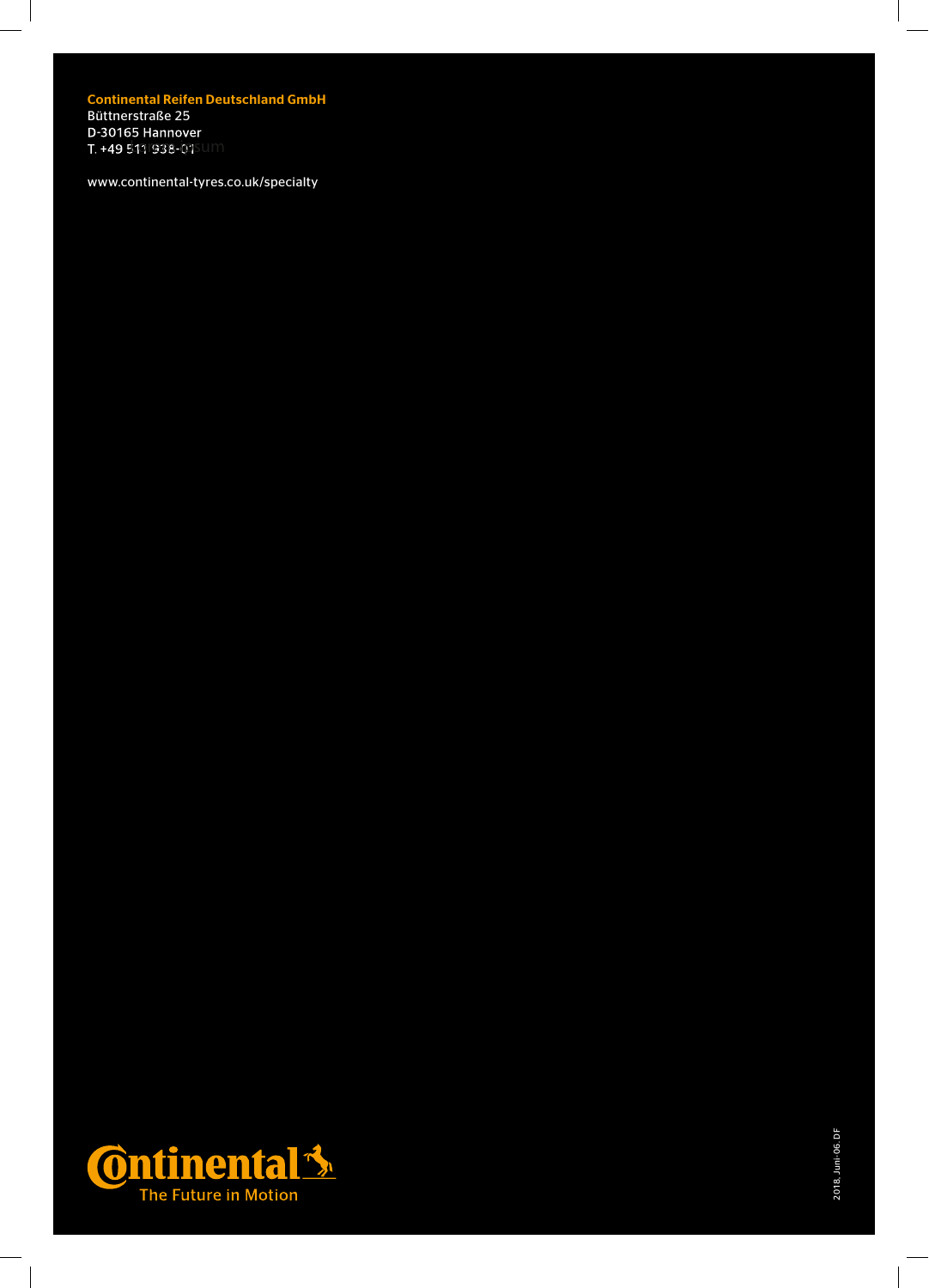**Continental Reifen Deutschland GmbH**
Büttnerstraße 25
D-30165 Hannover
T. +49 511 938-01

www.continental-tyres.co.uk/specialty

Continental
The Future in Motion

2018, Juni-06. DF